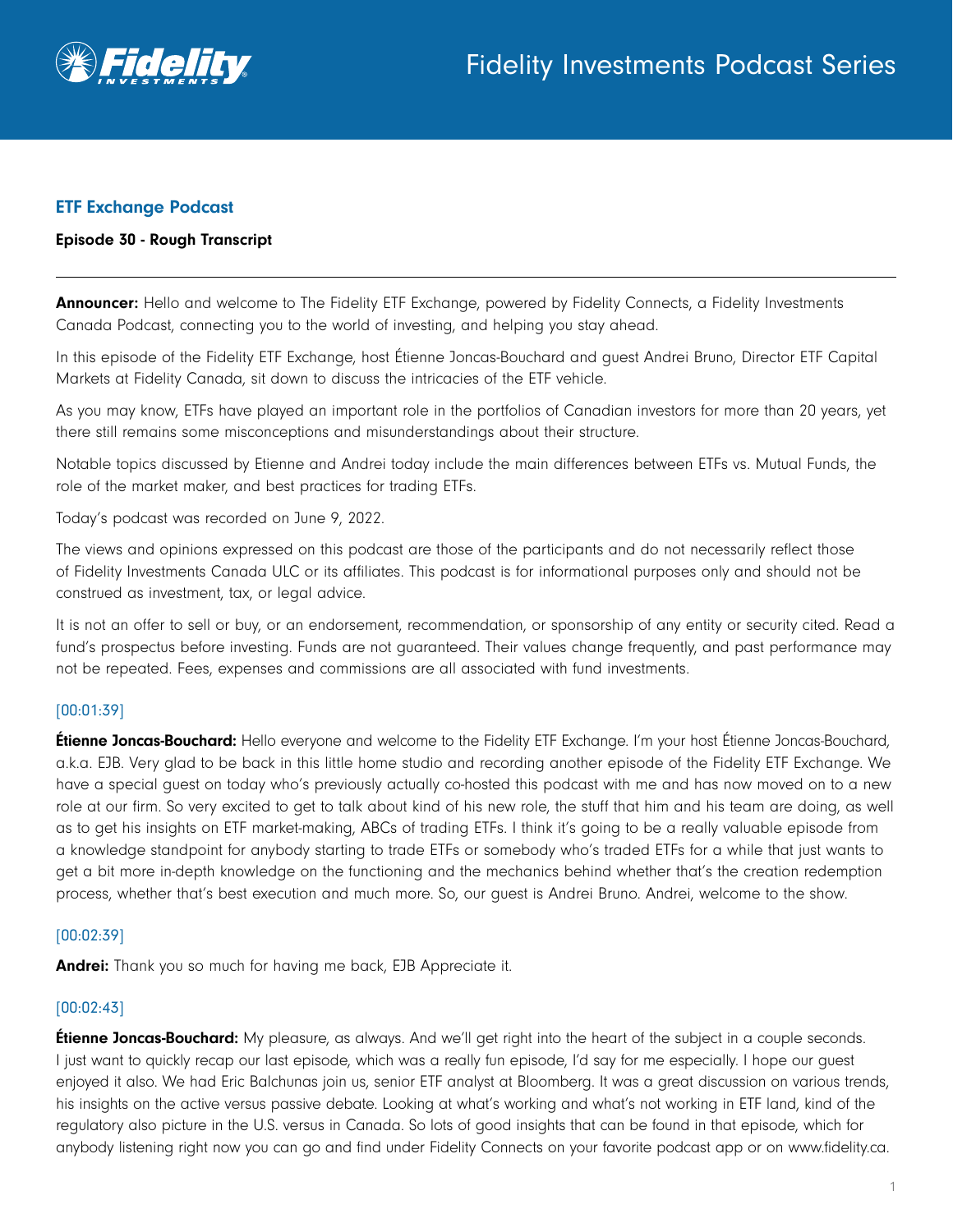## ETF Exchange Podcast

**Episode 30 - Rough Transcript**

---

**Announcer:** Hello and welcome to The Fidelity ETF Exchange, powered by Fidelity Connects, a Fidelity Investments Canada Podcast, connecting you to the world of investing, and helping you stay ahead.

In this episode of the Fidelity ETF Exchange, host Étienne Joncas-Bouchard and guest Andrei Bruno, Director ETF Capital Markets at Fidelity Canada, sit down to discuss the intricacies of the ETF vehicle.

As you may know, ETFs have played an important role in the portfolios of Canadian investors for more than 20 years, yet there still remains some misconceptions and misunderstandings about their structure.

Notable topics discussed by Etienne and Andrei today include the main differences between ETFs vs. Mutual Funds, the role of the market maker, and best practices for trading ETFs.

Today's podcast was recorded on June 9, 2022.

The views and opinions expressed on this podcast are those of the participants and do not necessarily reflect those of Fidelity Investments Canada ULC or its affiliates. This podcast is for informational purposes only and should not be construed as investment, tax, or legal advice.

It is not an offer to sell or buy, or an endorsement, recommendation, or sponsorship of any entity or security cited. Read a fund's prospectus before investing. Funds are not guaranteed. Their values change frequently, and past performance may not be repeated. Fees, expenses and commissions are all associated with fund investments.

[00:01:39]

**Étienne Joncas-Bouchard:** Hello everyone and welcome to the Fidelity ETF Exchange. I'm your host Étienne Joncas-Bouchard, a.k.a. EJB. Very glad to be back in this little home studio and recording another episode of the Fidelity ETF Exchange. We have a special guest on today who's previously actually co-hosted this podcast with me and has now moved on to a new role at our firm. So very excited to get to talk about kind of his new role, the stuff that him and his team are doing, as well as to get his insights on ETF market-making, ABCs of trading ETFs. I think it's going to be a really valuable episode from a knowledge standpoint for anybody starting to trade ETFs or somebody who's traded ETFs for a while that just wants to get a bit more in-depth knowledge on the functioning and the mechanics behind whether that's the creation redemption process, whether that's best execution and much more. So, our guest is Andrei Bruno. Andrei, welcome to the show.

[00:02:39]

**Andrei:** Thank you so much for having me back, EJB Appreciate it.

[00:02:43]

**Étienne Joncas-Bouchard:** My pleasure, as always. And we'll get right into the heart of the subject in a couple seconds. I just want to quickly recap our last episode, which was a really fun episode, I'd say for me especially. I hope our guest enjoyed it also. We had Eric Balchunas join us, senior ETF analyst at Bloomberg. It was a great discussion on various trends, his insights on the active versus passive debate. Looking at what's working and what's not working in ETF land, kind of the regulatory also picture in the U.S. versus in Canada. So lots of good insights that can be found in that episode, which for anybody listening right now you can go and find under Fidelity Connects on your favorite podcast app or on www.fidelity.ca.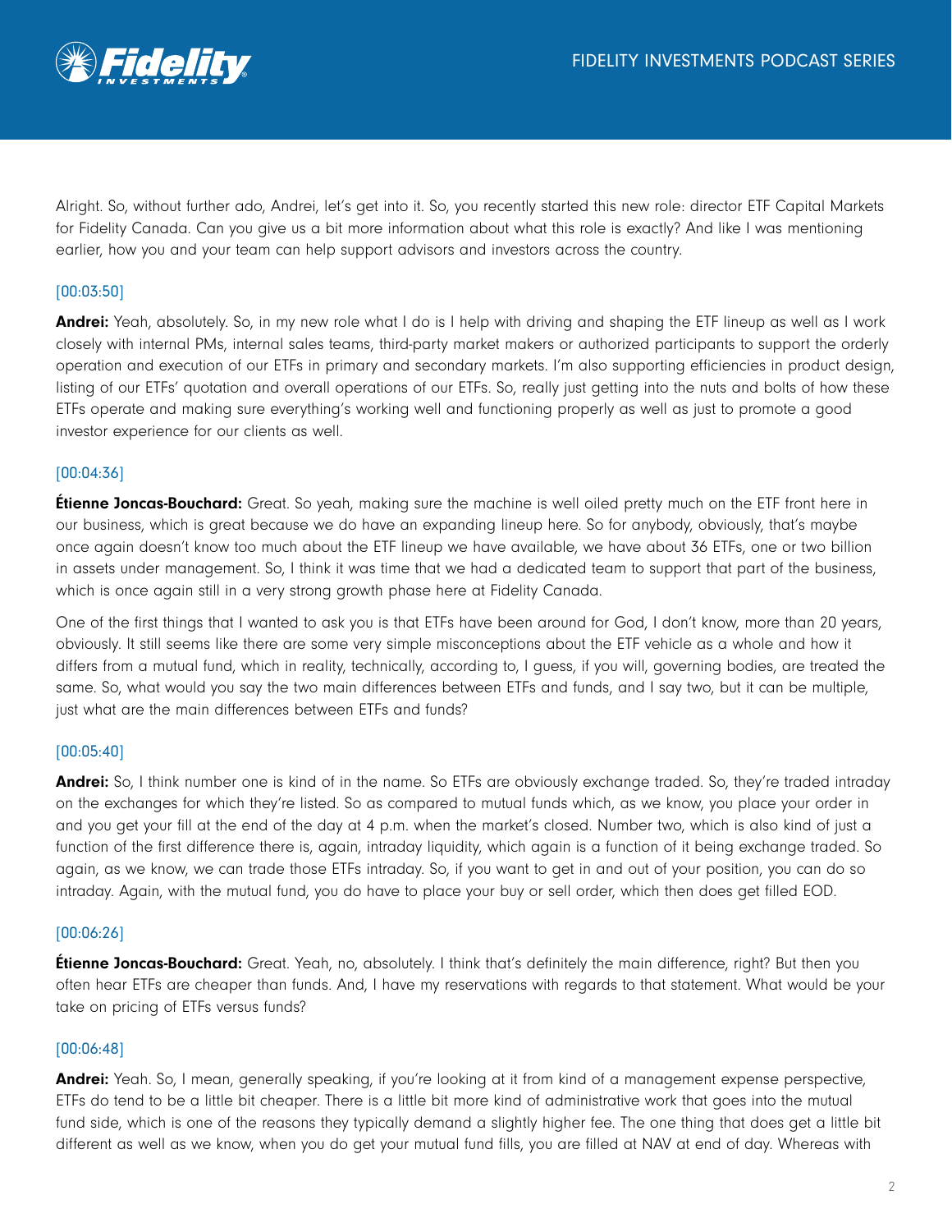Alright. So, without further ado, Andrei, let's get into it. So, you recently started this new role: director ETF Capital Markets for Fidelity Canada. Can you give us a bit more information about what this role is exactly? And like I was mentioning earlier, how you and your team can help support advisors and investors across the country.

[00:03:50]

**Andrei:** Yeah, absolutely. So, in my new role what I do is I help with driving and shaping the ETF lineup as well as I work closely with internal PMs, internal sales teams, third-party market makers or authorized participants to support the orderly operation and execution of our ETFs in primary and secondary markets. I'm also supporting efficiencies in product design, listing of our ETFs' quotation and overall operations of our ETFs. So, really just getting into the nuts and bolts of how these ETFs operate and making sure everything's working well and functioning properly as well as just to promote a good investor experience for our clients as well.

[00:04:36]

**Étienne Joncas-Bouchard:** Great. So yeah, making sure the machine is well oiled pretty much on the ETF front here in our business, which is great because we do have an expanding lineup here. So for anybody, obviously, that's maybe once again doesn't know too much about the ETF lineup we have available, we have about 36 ETFs, one or two billion in assets under management. So, I think it was time that we had a dedicated team to support that part of the business, which is once again still in a very strong growth phase here at Fidelity Canada.

One of the first things that I wanted to ask you is that ETFs have been around for God, I don't know, more than 20 years, obviously. It still seems like there are some very simple misconceptions about the ETF vehicle as a whole and how it differs from a mutual fund, which in reality, technically, according to, I guess, if you will, governing bodies, are treated the same. So, what would you say the two main differences between ETFs and funds, and I say two, but it can be multiple, just what are the main differences between ETFs and funds?

[00:05:40]

**Andrei:** So, I think number one is kind of in the name. So ETFs are obviously exchange traded. So, they're traded intraday on the exchanges for which they're listed. So as compared to mutual funds which, as we know, you place your order in and you get your fill at the end of the day at 4 p.m. when the market's closed. Number two, which is also kind of just a function of the first difference there is, again, intraday liquidity, which again is a function of it being exchange traded. So again, as we know, we can trade those ETFs intraday. So, if you want to get in and out of your position, you can do so intraday. Again, with the mutual fund, you do have to place your buy or sell order, which then does get filled EOD.

[00:06:26]

**Étienne Joncas-Bouchard:** Great. Yeah, no, absolutely. I think that's definitely the main difference, right? But then you often hear ETFs are cheaper than funds. And, I have my reservations with regards to that statement. What would be your take on pricing of ETFs versus funds?

[00:06:48]

**Andrei:** Yeah. So, I mean, generally speaking, if you're looking at it from kind of a management expense perspective, ETFs do tend to be a little bit cheaper. There is a little bit more kind of administrative work that goes into the mutual fund side, which is one of the reasons they typically demand a slightly higher fee. The one thing that does get a little bit different as well as we know, when you do get your mutual fund fills, you are filled at NAV at end of day. Whereas with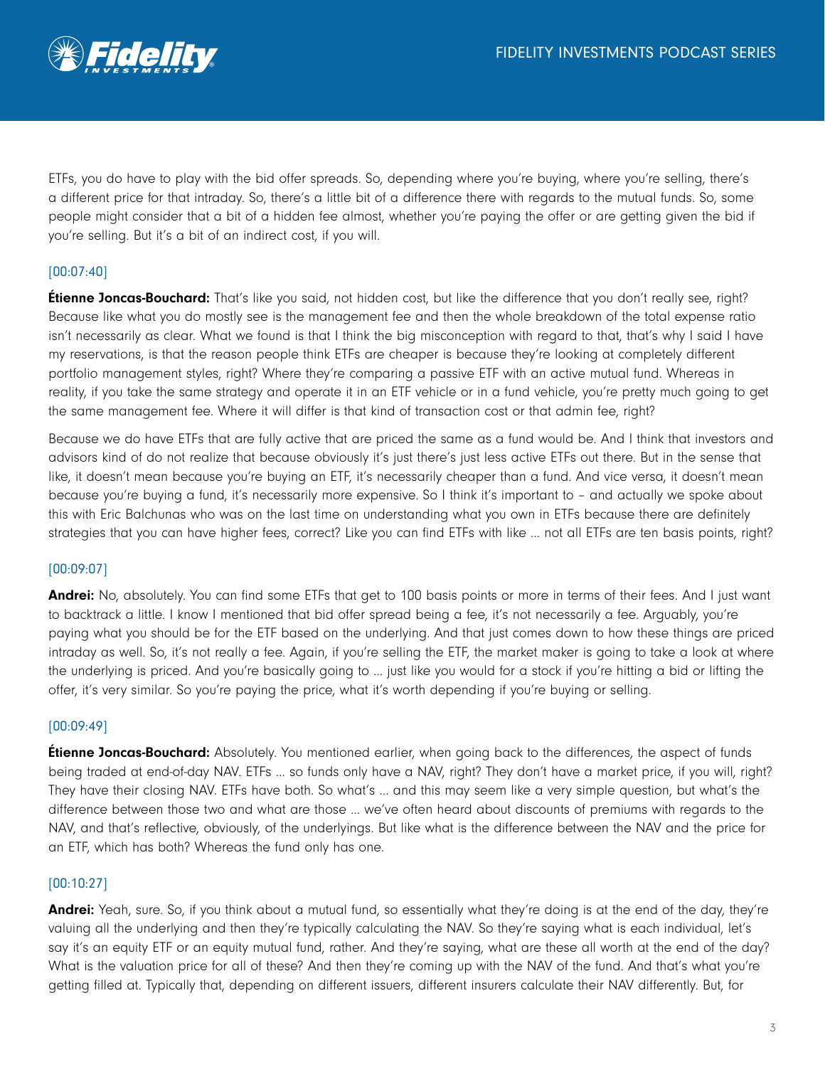ETFs, you do have to play with the bid offer spreads. So, depending where you're buying, where you're selling, there's a different price for that intraday. So, there's a little bit of a difference there with regards to the mutual funds. So, some people might consider that a bit of a hidden fee almost, whether you're paying the offer or are getting given the bid if you're selling. But it's a bit of an indirect cost, if you will.

[00:07:40]

**Étienne Joncas-Bouchard:** That's like you said, not hidden cost, but like the difference that you don't really see, right? Because like what you do mostly see is the management fee and then the whole breakdown of the total expense ratio isn't necessarily as clear. What we found is that I think the big misconception with regard to that, that's why I said I have my reservations, is that the reason people think ETFs are cheaper is because they're looking at completely different portfolio management styles, right? Where they're comparing a passive ETF with an active mutual fund. Whereas in reality, if you take the same strategy and operate it in an ETF vehicle or in a fund vehicle, you're pretty much going to get the same management fee. Where it will differ is that kind of transaction cost or that admin fee, right?

Because we do have ETFs that are fully active that are priced the same as a fund would be. And I think that investors and advisors kind of do not realize that because obviously it's just there's just less active ETFs out there. But in the sense that like, it doesn't mean because you're buying an ETF, it's necessarily cheaper than a fund. And vice versa, it doesn't mean because you're buying a fund, it's necessarily more expensive. So I think it's important to – and actually we spoke about this with Eric Balchunas who was on the last time on understanding what you own in ETFs because there are definitely strategies that you can have higher fees, correct? Like you can find ETFs with like ... not all ETFs are ten basis points, right?

[00:09:07]

**Andrei:** No, absolutely. You can find some ETFs that get to 100 basis points or more in terms of their fees. And I just want to backtrack a little. I know I mentioned that bid offer spread being a fee, it's not necessarily a fee. Arguably, you're paying what you should be for the ETF based on the underlying. And that just comes down to how these things are priced intraday as well. So, it's not really a fee. Again, if you're selling the ETF, the market maker is going to take a look at where the underlying is priced. And you're basically going to ... just like you would for a stock if you're hitting a bid or lifting the offer, it's very similar. So you're paying the price, what it's worth depending if you're buying or selling.

[00:09:49]

**Étienne Joncas-Bouchard:** Absolutely. You mentioned earlier, when going back to the differences, the aspect of funds being traded at end-of-day NAV. ETFs ... so funds only have a NAV, right? They don't have a market price, if you will, right? They have their closing NAV. ETFs have both. So what's ... and this may seem like a very simple question, but what's the difference between those two and what are those ... we've often heard about discounts of premiums with regards to the NAV, and that's reflective, obviously, of the underlyings. But like what is the difference between the NAV and the price for an ETF, which has both? Whereas the fund only has one.

[00:10:27]

**Andrei:** Yeah, sure. So, if you think about a mutual fund, so essentially what they're doing is at the end of the day, they're valuing all the underlying and then they're typically calculating the NAV. So they're saying what is each individual, let's say it's an equity ETF or an equity mutual fund, rather. And they're saying, what are these all worth at the end of the day? What is the valuation price for all of these? And then they're coming up with the NAV of the fund. And that's what you're getting filled at. Typically that, depending on different issuers, different insurers calculate their NAV differently. But, for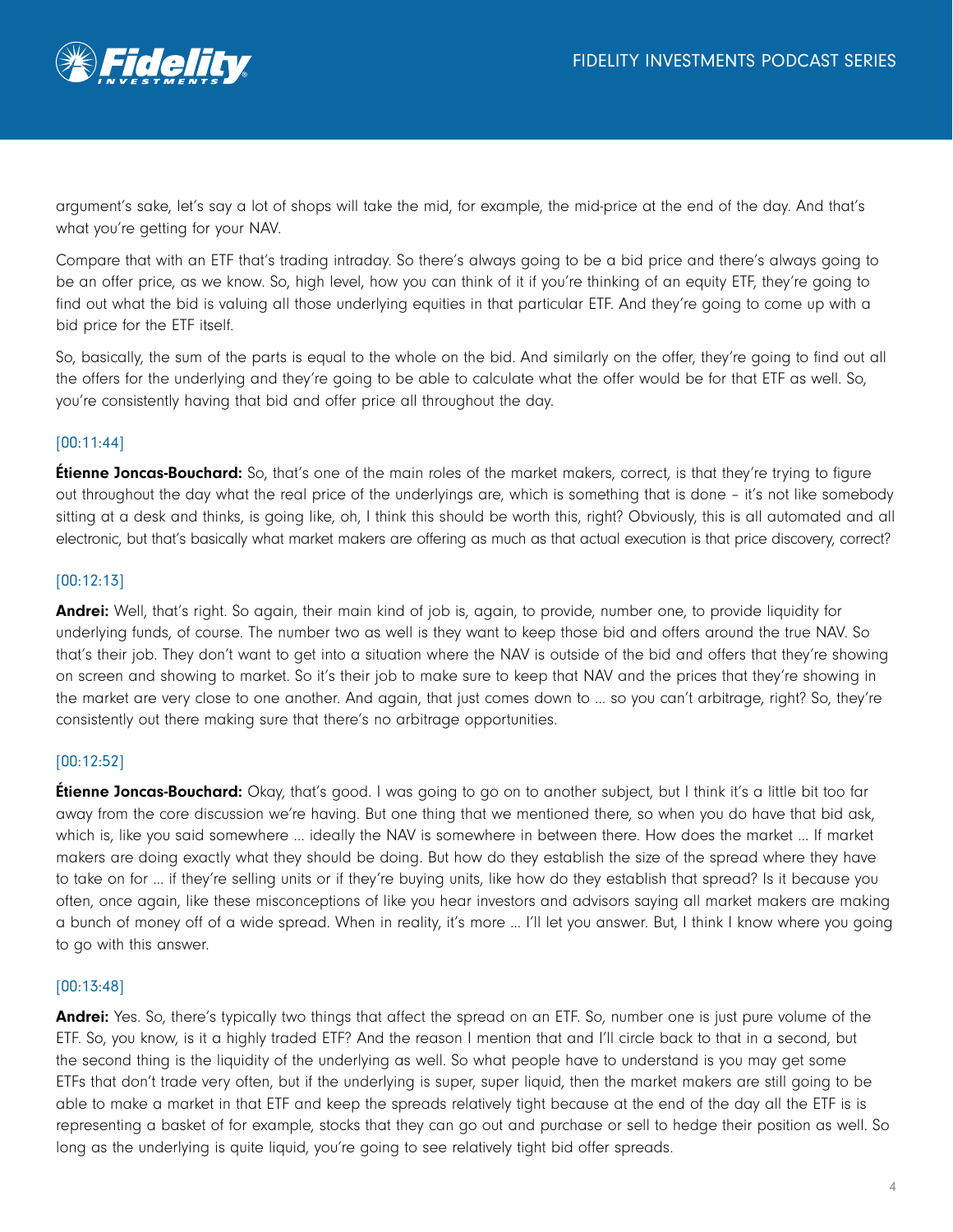argument's sake, let's say a lot of shops will take the mid, for example, the mid-price at the end of the day. And that's what you're getting for your NAV.

Compare that with an ETF that's trading intraday. So there's always going to be a bid price and there's always going to be an offer price, as we know. So, high level, how you can think of it if you're thinking of an equity ETF, they're going to find out what the bid is valuing all those underlying equities in that particular ETF. And they're going to come up with a bid price for the ETF itself.

So, basically, the sum of the parts is equal to the whole on the bid. And similarly on the offer, they're going to find out all the offers for the underlying and they're going to be able to calculate what the offer would be for that ETF as well. So, you're consistently having that bid and offer price all throughout the day.

[00:11:44]

**Étienne Joncas-Bouchard:** So, that's one of the main roles of the market makers, correct, is that they're trying to figure out throughout the day what the real price of the underlyings are, which is something that is done – it's not like somebody sitting at a desk and thinks, is going like, oh, I think this should be worth this, right? Obviously, this is all automated and all electronic, but that's basically what market makers are offering as much as that actual execution is that price discovery, correct?

[00:12:13]

**Andrei:** Well, that's right. So again, their main kind of job is, again, to provide, number one, to provide liquidity for underlying funds, of course. The number two as well is they want to keep those bid and offers around the true NAV. So that's their job. They don't want to get into a situation where the NAV is outside of the bid and offers that they're showing on screen and showing to market. So it's their job to make sure to keep that NAV and the prices that they're showing in the market are very close to one another. And again, that just comes down to ... so you can't arbitrage, right? So, they're consistently out there making sure that there's no arbitrage opportunities.

[00:12:52]

**Étienne Joncas-Bouchard:** Okay, that's good. I was going to go on to another subject, but I think it's a little bit too far away from the core discussion we're having. But one thing that we mentioned there, so when you do have that bid ask, which is, like you said somewhere ... ideally the NAV is somewhere in between there. How does the market ... If market makers are doing exactly what they should be doing. But how do they establish the size of the spread where they have to take on for ... if they're selling units or if they're buying units, like how do they establish that spread? Is it because you often, once again, like these misconceptions of like you hear investors and advisors saying all market makers are making a bunch of money off of a wide spread. When in reality, it's more ... I'll let you answer. But, I think I know where you going to go with this answer.

[00:13:48]

**Andrei:** Yes. So, there's typically two things that affect the spread on an ETF. So, number one is just pure volume of the ETF. So, you know, is it a highly traded ETF? And the reason I mention that and I'll circle back to that in a second, but the second thing is the liquidity of the underlying as well. So what people have to understand is you may get some ETFs that don't trade very often, but if the underlying is super, super liquid, then the market makers are still going to be able to make a market in that ETF and keep the spreads relatively tight because at the end of the day all the ETF is is representing a basket of for example, stocks that they can go out and purchase or sell to hedge their position as well. So long as the underlying is quite liquid, you're going to see relatively tight bid offer spreads.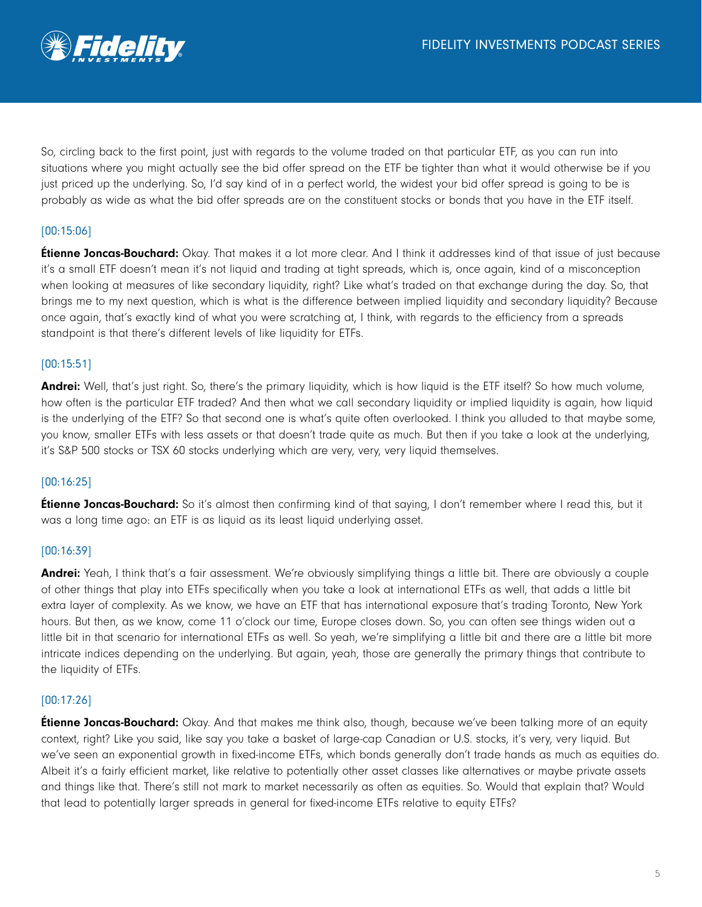So, circling back to the first point, just with regards to the volume traded on that particular ETF, as you can run into situations where you might actually see the bid offer spread on the ETF be tighter than what it would otherwise be if you just priced up the underlying. So, I'd say kind of in a perfect world, the widest your bid offer spread is going to be is probably as wide as what the bid offer spreads are on the constituent stocks or bonds that you have in the ETF itself.

[00:15:06]

**Étienne Joncas-Bouchard:** Okay. That makes it a lot more clear. And I think it addresses kind of that issue of just because it's a small ETF doesn't mean it's not liquid and trading at tight spreads, which is, once again, kind of a misconception when looking at measures of like secondary liquidity, right? Like what's traded on that exchange during the day. So, that brings me to my next question, which is what is the difference between implied liquidity and secondary liquidity? Because once again, that's exactly kind of what you were scratching at, I think, with regards to the efficiency from a spreads standpoint is that there's different levels of like liquidity for ETFs.

[00:15:51]

**Andrei:** Well, that's just right. So, there's the primary liquidity, which is how liquid is the ETF itself? So how much volume, how often is the particular ETF traded? And then what we call secondary liquidity or implied liquidity is again, how liquid is the underlying of the ETF? So that second one is what's quite often overlooked. I think you alluded to that maybe some, you know, smaller ETFs with less assets or that doesn't trade quite as much. But then if you take a look at the underlying, it's S&P 500 stocks or TSX 60 stocks underlying which are very, very, very liquid themselves.

[00:16:25]

**Étienne Joncas-Bouchard:** So it's almost then confirming kind of that saying, I don't remember where I read this, but it was a long time ago: an ETF is as liquid as its least liquid underlying asset.

[00:16:39]

**Andrei:** Yeah, I think that's a fair assessment. We're obviously simplifying things a little bit. There are obviously a couple of other things that play into ETFs specifically when you take a look at international ETFs as well, that adds a little bit extra layer of complexity. As we know, we have an ETF that has international exposure that's trading Toronto, New York hours. But then, as we know, come 11 o'clock our time, Europe closes down. So, you can often see things widen out a little bit in that scenario for international ETFs as well. So yeah, we're simplifying a little bit and there are a little bit more intricate indices depending on the underlying. But again, yeah, those are generally the primary things that contribute to the liquidity of ETFs.

[00:17:26]

**Étienne Joncas-Bouchard:** Okay. And that makes me think also, though, because we've been talking more of an equity context, right? Like you said, like say you take a basket of large-cap Canadian or U.S. stocks, it's very, very liquid. But we've seen an exponential growth in fixed-income ETFs, which bonds generally don't trade hands as much as equities do. Albeit it's a fairly efficient market, like relative to potentially other asset classes like alternatives or maybe private assets and things like that. There's still not mark to market necessarily as often as equities. So. Would that explain that? Would that lead to potentially larger spreads in general for fixed-income ETFs relative to equity ETFs?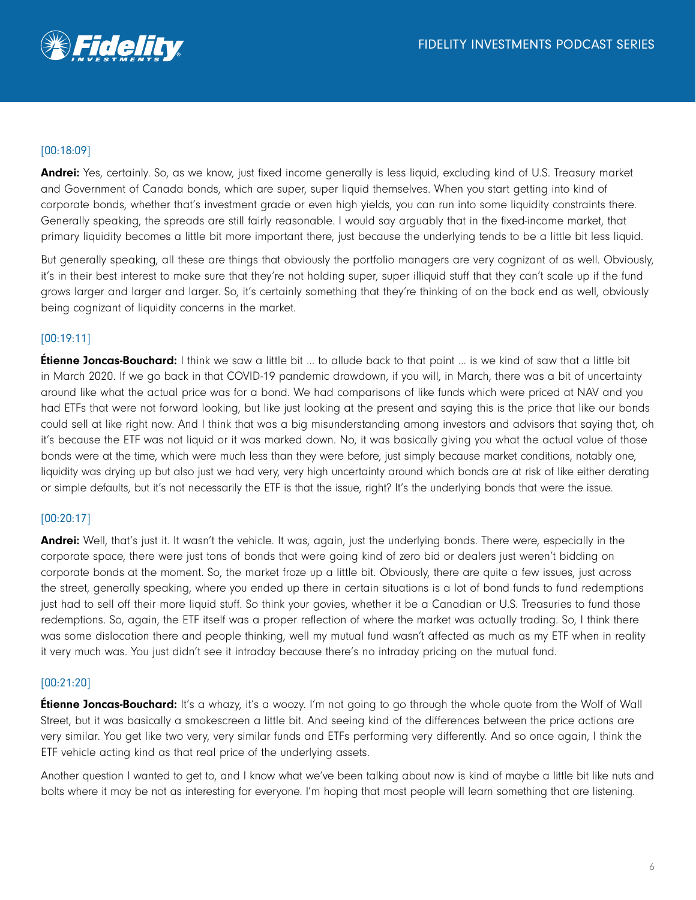[00:18:09]

**Andrei:** Yes, certainly. So, as we know, just fixed income generally is less liquid, excluding kind of U.S. Treasury market and Government of Canada bonds, which are super, super liquid themselves. When you start getting into kind of corporate bonds, whether that's investment grade or even high yields, you can run into some liquidity constraints there. Generally speaking, the spreads are still fairly reasonable. I would say arguably that in the fixed-income market, that primary liquidity becomes a little bit more important there, just because the underlying tends to be a little bit less liquid.

But generally speaking, all these are things that obviously the portfolio managers are very cognizant of as well. Obviously, it's in their best interest to make sure that they're not holding super, super illiquid stuff that they can't scale up if the fund grows larger and larger and larger. So, it's certainly something that they're thinking of on the back end as well, obviously being cognizant of liquidity concerns in the market.

[00:19:11]

**Étienne Joncas-Bouchard:** I think we saw a little bit ... to allude back to that point ... is we kind of saw that a little bit in March 2020. If we go back in that COVID-19 pandemic drawdown, if you will, in March, there was a bit of uncertainty around like what the actual price was for a bond. We had comparisons of like funds which were priced at NAV and you had ETFs that were not forward looking, but like just looking at the present and saying this is the price that like our bonds could sell at like right now. And I think that was a big misunderstanding among investors and advisors that saying that, oh it's because the ETF was not liquid or it was marked down. No, it was basically giving you what the actual value of those bonds were at the time, which were much less than they were before, just simply because market conditions, notably one, liquidity was drying up but also just we had very, very high uncertainty around which bonds are at risk of like either derating or simple defaults, but it's not necessarily the ETF is that the issue, right? It's the underlying bonds that were the issue.

[00:20:17]

**Andrei:** Well, that's just it. It wasn't the vehicle. It was, again, just the underlying bonds. There were, especially in the corporate space, there were just tons of bonds that were going kind of zero bid or dealers just weren't bidding on corporate bonds at the moment. So, the market froze up a little bit. Obviously, there are quite a few issues, just across the street, generally speaking, where you ended up there in certain situations is a lot of bond funds to fund redemptions just had to sell off their more liquid stuff. So think your govies, whether it be a Canadian or U.S. Treasuries to fund those redemptions. So, again, the ETF itself was a proper reflection of where the market was actually trading. So, I think there was some dislocation there and people thinking, well my mutual fund wasn't affected as much as my ETF when in reality it very much was. You just didn't see it intraday because there's no intraday pricing on the mutual fund.

[00:21:20]

**Étienne Joncas-Bouchard:** It's a whazy, it's a woozy. I'm not going to go through the whole quote from the Wolf of Wall Street, but it was basically a smokescreen a little bit. And seeing kind of the differences between the price actions are very similar. You get like two very, very similar funds and ETFs performing very differently. And so once again, I think the ETF vehicle acting kind as that real price of the underlying assets.

Another question I wanted to get to, and I know what we've been talking about now is kind of maybe a little bit like nuts and bolts where it may be not as interesting for everyone. I'm hoping that most people will learn something that are listening.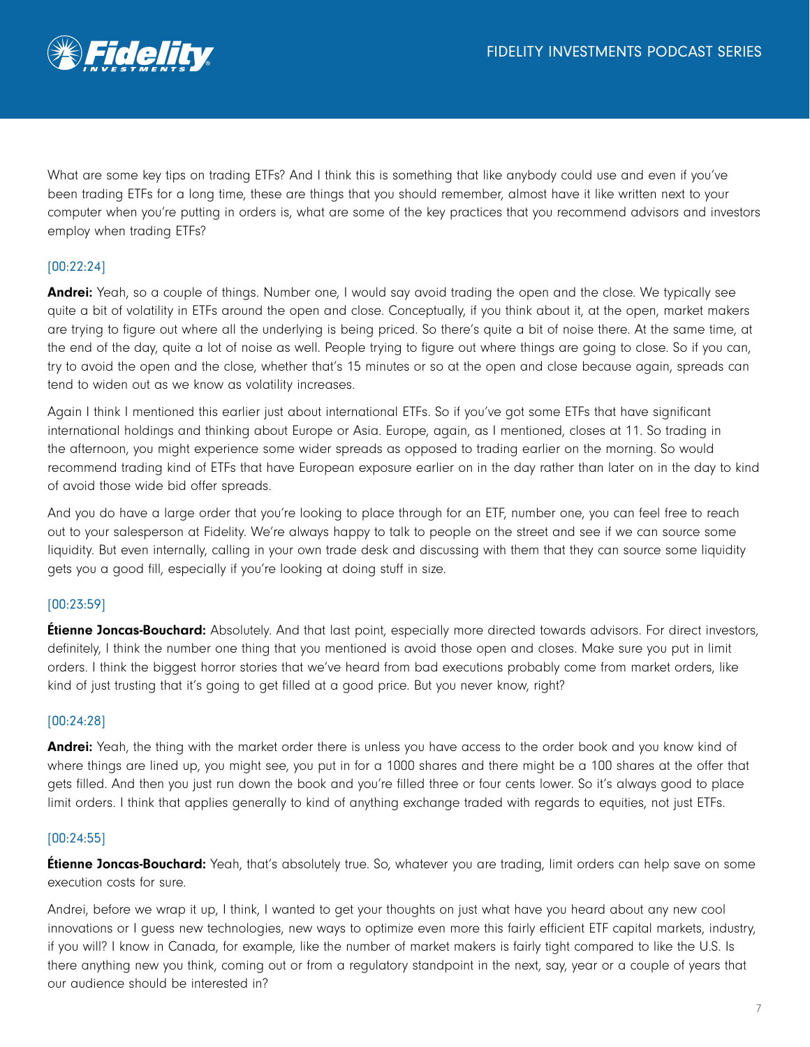What are some key tips on trading ETFs? And I think this is something that like anybody could use and even if you've been trading ETFs for a long time, these are things that you should remember, almost have it like written next to your computer when you're putting in orders is, what are some of the key practices that you recommend advisors and investors employ when trading ETFs?

[00:22:24]

**Andrei:** Yeah, so a couple of things. Number one, I would say avoid trading the open and the close. We typically see quite a bit of volatility in ETFs around the open and close. Conceptually, if you think about it, at the open, market makers are trying to figure out where all the underlying is being priced. So there's quite a bit of noise there. At the same time, at the end of the day, quite a lot of noise as well. People trying to figure out where things are going to close. So if you can, try to avoid the open and the close, whether that's 15 minutes or so at the open and close because again, spreads can tend to widen out as we know as volatility increases.

Again I think I mentioned this earlier just about international ETFs. So if you've got some ETFs that have significant international holdings and thinking about Europe or Asia. Europe, again, as I mentioned, closes at 11. So trading in the afternoon, you might experience some wider spreads as opposed to trading earlier on the morning. So would recommend trading kind of ETFs that have European exposure earlier on in the day rather than later on in the day to kind of avoid those wide bid offer spreads.

And you do have a large order that you're looking to place through for an ETF, number one, you can feel free to reach out to your salesperson at Fidelity. We're always happy to talk to people on the street and see if we can source some liquidity. But even internally, calling in your own trade desk and discussing with them that they can source some liquidity gets you a good fill, especially if you're looking at doing stuff in size.

[00:23:59]

**Étienne Joncas-Bouchard:** Absolutely. And that last point, especially more directed towards advisors. For direct investors, definitely, I think the number one thing that you mentioned is avoid those open and closes. Make sure you put in limit orders. I think the biggest horror stories that we've heard from bad executions probably come from market orders, like kind of just trusting that it's going to get filled at a good price. But you never know, right?

[00:24:28]

**Andrei:** Yeah, the thing with the market order there is unless you have access to the order book and you know kind of where things are lined up, you might see, you put in for a 1000 shares and there might be a 100 shares at the offer that gets filled. And then you just run down the book and you're filled three or four cents lower. So it's always good to place limit orders. I think that applies generally to kind of anything exchange traded with regards to equities, not just ETFs.

[00:24:55]

**Étienne Joncas-Bouchard:** Yeah, that's absolutely true. So, whatever you are trading, limit orders can help save on some execution costs for sure.

Andrei, before we wrap it up, I think, I wanted to get your thoughts on just what have you heard about any new cool innovations or I guess new technologies, new ways to optimize even more this fairly efficient ETF capital markets, industry, if you will? I know in Canada, for example, like the number of market makers is fairly tight compared to like the U.S. Is there anything new you think, coming out or from a regulatory standpoint in the next, say, year or a couple of years that our audience should be interested in?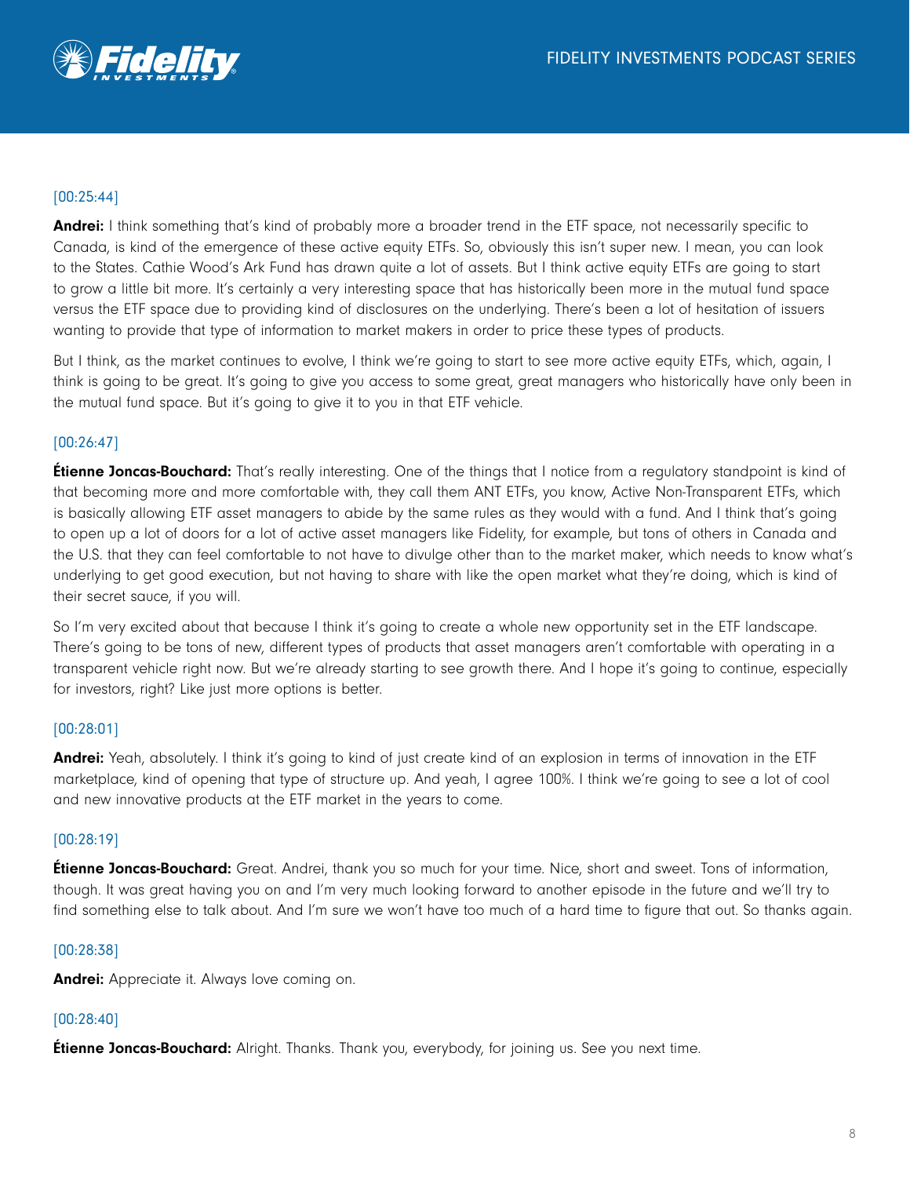[00:25:44]

**Andrei:** I think something that's kind of probably more a broader trend in the ETF space, not necessarily specific to Canada, is kind of the emergence of these active equity ETFs. So, obviously this isn't super new. I mean, you can look to the States. Cathie Wood's Ark Fund has drawn quite a lot of assets. But I think active equity ETFs are going to start to grow a little bit more. It's certainly a very interesting space that has historically been more in the mutual fund space versus the ETF space due to providing kind of disclosures on the underlying. There's been a lot of hesitation of issuers wanting to provide that type of information to market makers in order to price these types of products.

But I think, as the market continues to evolve, I think we're going to start to see more active equity ETFs, which, again, I think is going to be great. It's going to give you access to some great, great managers who historically have only been in the mutual fund space. But it's going to give it to you in that ETF vehicle.

[00:26:47]

**Étienne Joncas-Bouchard:** That's really interesting. One of the things that I notice from a regulatory standpoint is kind of that becoming more and more comfortable with, they call them ANT ETFs, you know, Active Non-Transparent ETFs, which is basically allowing ETF asset managers to abide by the same rules as they would with a fund. And I think that's going to open up a lot of doors for a lot of active asset managers like Fidelity, for example, but tons of others in Canada and the U.S. that they can feel comfortable to not have to divulge other than to the market maker, which needs to know what's underlying to get good execution, but not having to share with like the open market what they're doing, which is kind of their secret sauce, if you will.

So I'm very excited about that because I think it's going to create a whole new opportunity set in the ETF landscape. There's going to be tons of new, different types of products that asset managers aren't comfortable with operating in a transparent vehicle right now. But we're already starting to see growth there. And I hope it's going to continue, especially for investors, right? Like just more options is better.

[00:28:01]

**Andrei:** Yeah, absolutely. I think it's going to kind of just create kind of an explosion in terms of innovation in the ETF marketplace, kind of opening that type of structure up. And yeah, I agree 100%. I think we're going to see a lot of cool and new innovative products at the ETF market in the years to come.

[00:28:19]

**Étienne Joncas-Bouchard:** Great. Andrei, thank you so much for your time. Nice, short and sweet. Tons of information, though. It was great having you on and I'm very much looking forward to another episode in the future and we'll try to find something else to talk about. And I'm sure we won't have too much of a hard time to figure that out. So thanks again.

[00:28:38]

**Andrei:** Appreciate it. Always love coming on.

[00:28:40]

**Étienne Joncas-Bouchard:** Alright. Thanks. Thank you, everybody, for joining us. See you next time.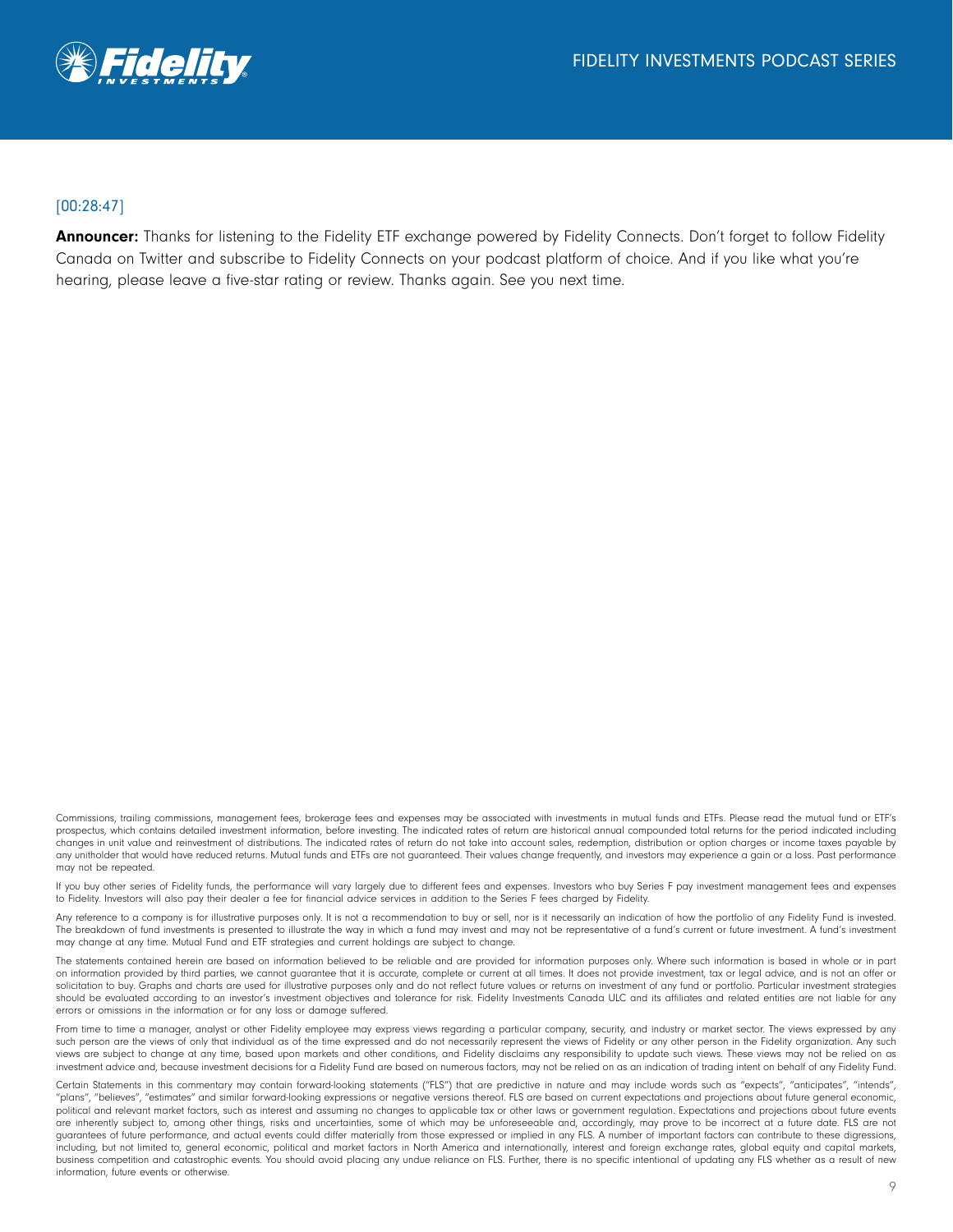[00:28:47]

**Announcer:** Thanks for listening to the Fidelity ETF exchange powered by Fidelity Connects. Don't forget to follow Fidelity Canada on Twitter and subscribe to Fidelity Connects on your podcast platform of choice. And if you like what you're hearing, please leave a five-star rating or review. Thanks again. See you next time.

Commissions, trailing commissions, management fees, brokerage fees and expenses may be associated with investments in mutual funds and ETFs. Please read the mutual fund or ETF's prospectus, which contains detailed investment information, before investing. The indicated rates of return are historical annual compounded total returns for the period indicated including changes in unit value and reinvestment of distributions. The indicated rates of return do not take into account sales, redemption, distribution or option charges or income taxes payable by any unitholder that would have reduced returns. Mutual funds and ETFs are not guaranteed. Their values change frequently, and investors may experience a gain or a loss. Past performance may not be repeated.

If you buy other series of Fidelity funds, the performance will vary largely due to different fees and expenses. Investors who buy Series F pay investment management fees and expenses to Fidelity. Investors will also pay their dealer a fee for financial advice services in addition to the Series F fees charged by Fidelity.

Any reference to a company is for illustrative purposes only. It is not a recommendation to buy or sell, nor is it necessarily an indication of how the portfolio of any Fidelity Fund is invested. The breakdown of fund investments is presented to illustrate the way in which a fund may invest and may not be representative of a fund's current or future investment. A fund's investment may change at any time. Mutual Fund and ETF strategies and current holdings are subject to change.

The statements contained herein are based on information believed to be reliable and are provided for information purposes only. Where such information is based in whole or in part on information provided by third parties, we cannot guarantee that it is accurate, complete or current at all times. It does not provide investment, tax or legal advice, and is not an offer or solicitation to buy. Graphs and charts are used for illustrative purposes only and do not reflect future values or returns on investment of any fund or portfolio. Particular investment strategies should be evaluated according to an investor's investment objectives and tolerance for risk. Fidelity Investments Canada ULC and its affiliates and related entities are not liable for any errors or omissions in the information or for any loss or damage suffered.

From time to time a manager, analyst or other Fidelity employee may express views regarding a particular company, security, and industry or market sector. The views expressed by any such person are the views of only that individual as of the time expressed and do not necessarily represent the views of Fidelity or any other person in the Fidelity organization. Any such views are subject to change at any time, based upon markets and other conditions, and Fidelity disclaims any responsibility to update such views. These views may not be relied on as investment advice and, because investment decisions for a Fidelity Fund are based on numerous factors, may not be relied on as an indication of trading intent on behalf of any Fidelity Fund.

Certain Statements in this commentary may contain forward-looking statements ("FLS") that are predictive in nature and may include words such as "expects", "anticipates", "intends", "plans", "believes", "estimates" and similar forward-looking expressions or negative versions thereof. FLS are based on current expectations and projections about future general economic, political and relevant market factors, such as interest and assuming no changes to applicable tax or other laws or government regulation. Expectations and projections about future events are inherently subject to, among other things, risks and uncertainties, some of which may be unforeseeable and, accordingly, may prove to be incorrect at a future date. FLS are not guarantees of future performance, and actual events could differ materially from those expressed or implied in any FLS. A number of important factors can contribute to these digressions, including, but not limited to, general economic, political and market factors in North America and internationally, interest and foreign exchange rates, global equity and capital markets, business competition and catastrophic events. You should avoid placing any undue reliance on FLS. Further, there is no specific intentional of updating any FLS whether as a result of new information, future events or otherwise.